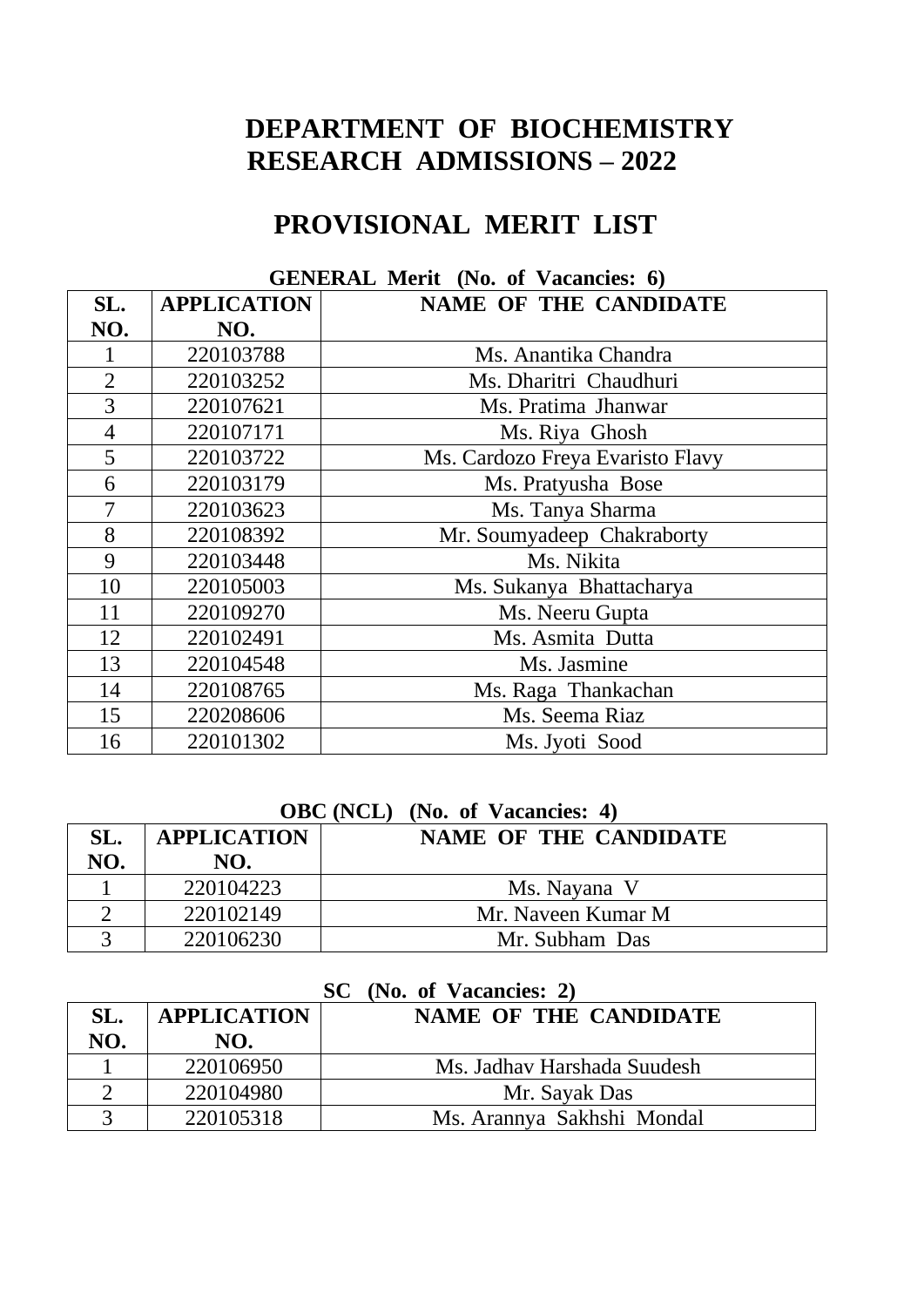# DEPARTMENT OF BIOCHEMISTRY
# RESEARCH ADMISSIONS – 2022

## PROVISIONAL MERIT LIST

**GENERAL Merit (No. of Vacancies: 6)**

| SL. NO. | APPLICATION NO. | NAME OF THE CANDIDATE |
|---|---|---|
| 1 | 220103788 | Ms. Anantika Chandra |
| 2 | 220103252 | Ms. Dharitri Chaudhuri |
| 3 | 220107621 | Ms. Pratima Jhanwar |
| 4 | 220107171 | Ms. Riya Ghosh |
| 5 | 220103722 | Ms. Cardozo Freya Evaristo Flavy |
| 6 | 220103179 | Ms. Pratyusha Bose |
| 7 | 220103623 | Ms. Tanya Sharma |
| 8 | 220108392 | Mr. Soumyadeep Chakraborty |
| 9 | 220103448 | Ms. Nikita |
| 10 | 220105003 | Ms. Sukanya Bhattacharya |
| 11 | 220109270 | Ms. Neeru Gupta |
| 12 | 220102491 | Ms. Asmita Dutta |
| 13 | 220104548 | Ms. Jasmine |
| 14 | 220108765 | Ms. Raga Thankachan |
| 15 | 220208606 | Ms. Seema Riaz |
| 16 | 220101302 | Ms. Jyoti Sood |

**OBC (NCL) (No. of Vacancies: 4)**

| SL. NO. | APPLICATION NO. | NAME OF THE CANDIDATE |
|---|---|---|
| 1 | 220104223 | Ms. Nayana V |
| 2 | 220102149 | Mr. Naveen Kumar M |
| 3 | 220106230 | Mr. Subham Das |

**SC (No. of Vacancies: 2)**

| SL. NO. | APPLICATION NO. | NAME OF THE CANDIDATE |
|---|---|---|
| 1 | 220106950 | Ms. Jadhav Harshada Suudesh |
| 2 | 220104980 | Mr. Sayak Das |
| 3 | 220105318 | Ms. Arannya Sakhshi Mondal |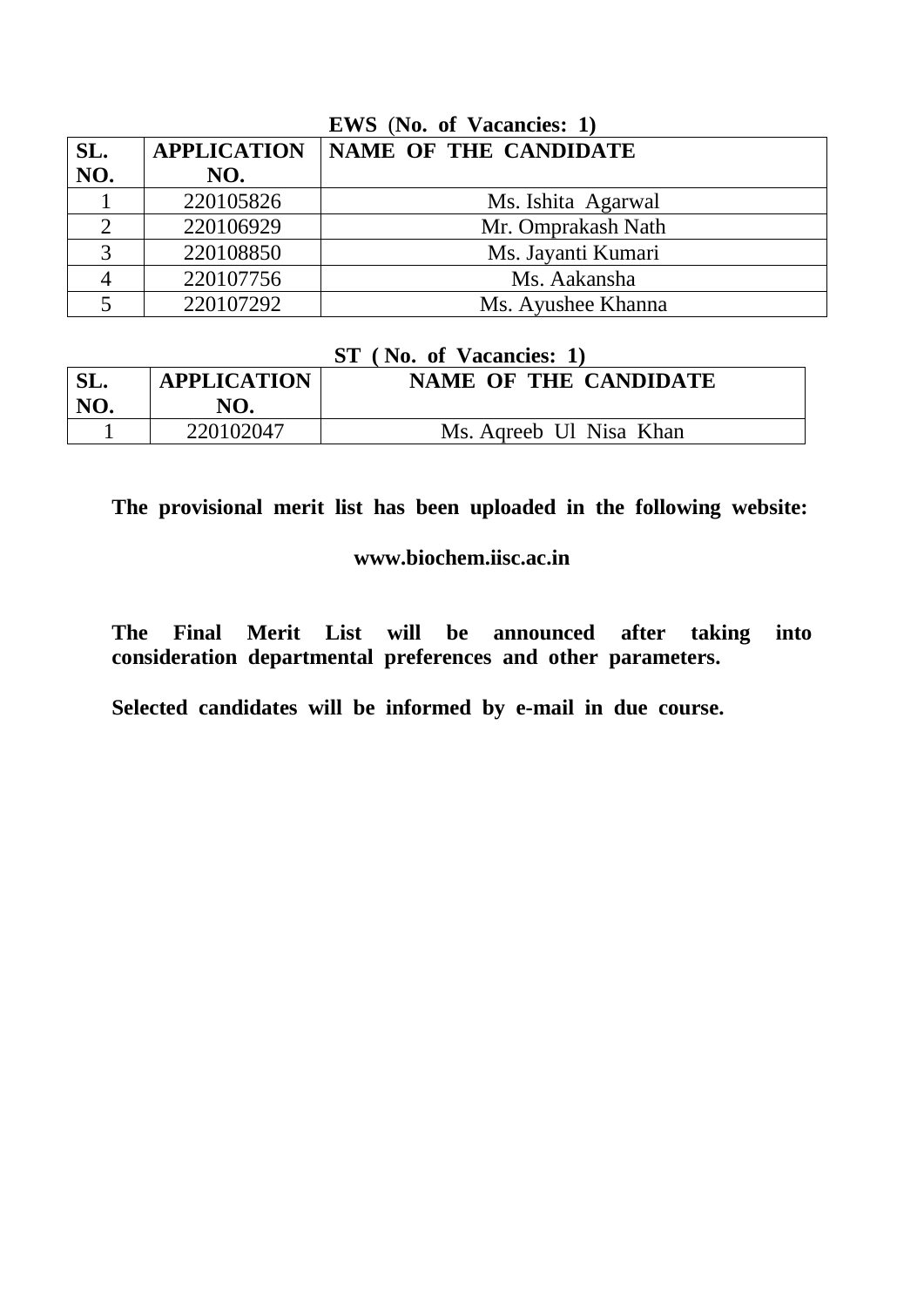**EWS (No. of Vacancies: 1)**

| SL. NO. | APPLICATION NO. | NAME OF THE CANDIDATE |
|---|---|---|
| 1 | 220105826 | Ms. Ishita Agarwal |
| 2 | 220106929 | Mr. Omprakash Nath |
| 3 | 220108850 | Ms. Jayanti Kumari |
| 4 | 220107756 | Ms. Aakansha |
| 5 | 220107292 | Ms. Ayushee Khanna |

**ST ( No. of Vacancies: 1)**

| SL. NO. | APPLICATION NO. | NAME OF THE CANDIDATE |
|---|---|---|
| 1 | 220102047 | Ms. Aqreeb Ul Nisa Khan |

**The provisional merit list has been uploaded in the following website:**

**www.biochem.iisc.ac.in**

**The Final Merit List will be announced after taking into consideration departmental preferences and other parameters.**

**Selected candidates will be informed by e-mail in due course.**